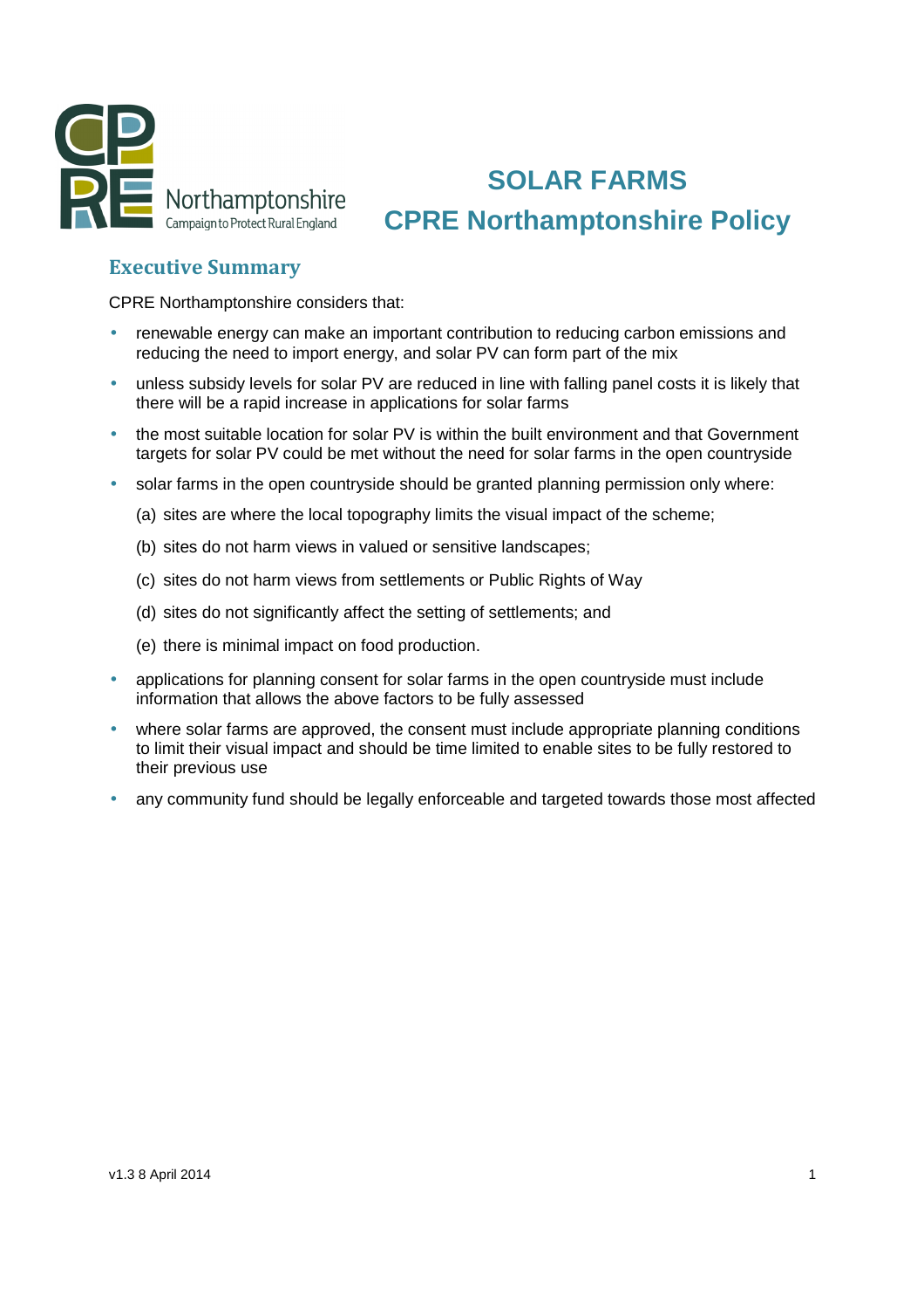CPRE Northamptonshire
Campaign to Protect Rural England

# SOLAR FARMS
# CPRE Northamptonshire Policy

## Executive Summary

CPRE Northamptonshire considers that:

- renewable energy can make an important contribution to reducing carbon emissions and reducing the need to import energy, and solar PV can form part of the mix
- unless subsidy levels for solar PV are reduced in line with falling panel costs it is likely that there will be a rapid increase in applications for solar farms
- the most suitable location for solar PV is within the built environment and that Government targets for solar PV could be met without the need for solar farms in the open countryside
- solar farms in the open countryside should be granted planning permission only where:

  (a) sites are where the local topography limits the visual impact of the scheme;

  (b) sites do not harm views in valued or sensitive landscapes;

  (c) sites do not harm views from settlements or Public Rights of Way

  (d) sites do not significantly affect the setting of settlements; and

  (e) there is minimal impact on food production.

- applications for planning consent for solar farms in the open countryside must include information that allows the above factors to be fully assessed
- where solar farms are approved, the consent must include appropriate planning conditions to limit their visual impact and should be time limited to enable sites to be fully restored to their previous use
- any community fund should be legally enforceable and targeted towards those most affected

v1.3 8 April 2014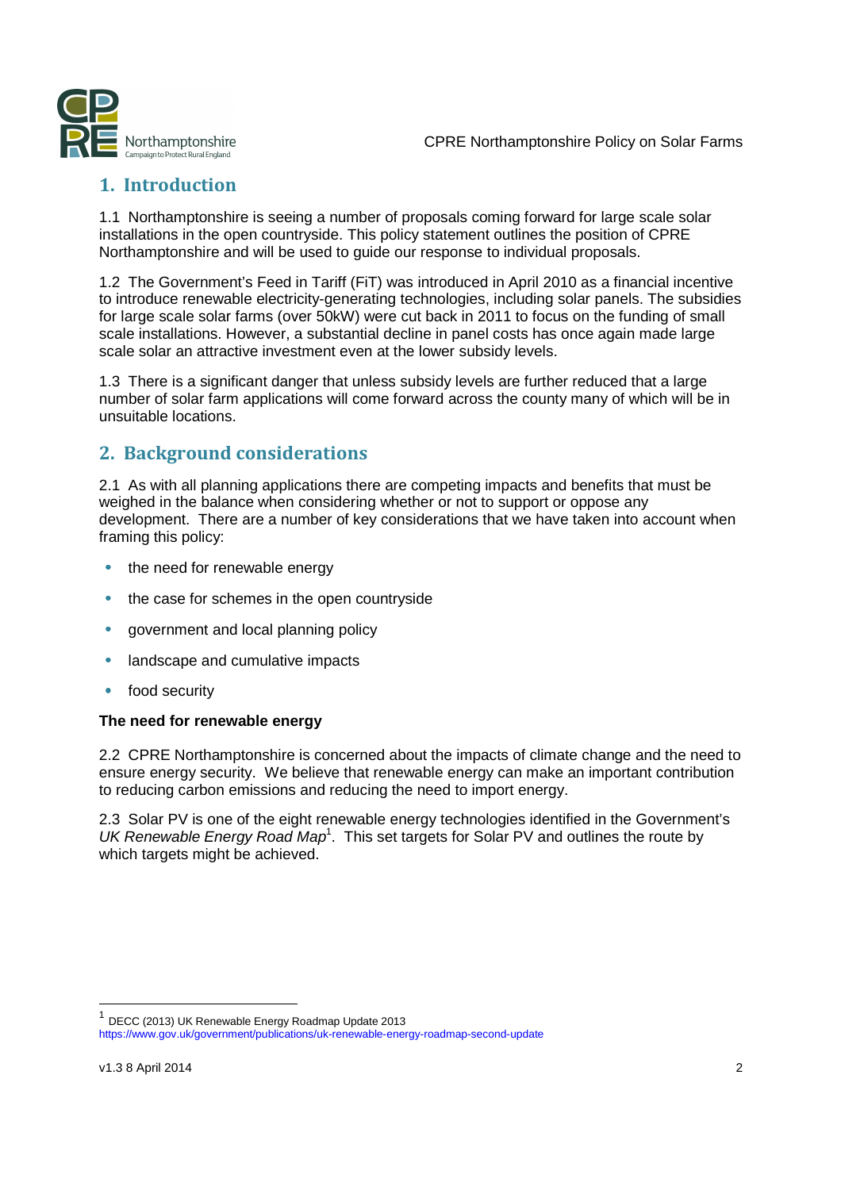## 1. Introduction

1.1 Northamptonshire is seeing a number of proposals coming forward for large scale solar installations in the open countryside. This policy statement outlines the position of CPRE Northamptonshire and will be used to guide our response to individual proposals.

1.2 The Government's Feed in Tariff (FiT) was introduced in April 2010 as a financial incentive to introduce renewable electricity-generating technologies, including solar panels. The subsidies for large scale solar farms (over 50kW) were cut back in 2011 to focus on the funding of small scale installations. However, a substantial decline in panel costs has once again made large scale solar an attractive investment even at the lower subsidy levels.

1.3 There is a significant danger that unless subsidy levels are further reduced that a large number of solar farm applications will come forward across the county many of which will be in unsuitable locations.

## 2. Background considerations

2.1 As with all planning applications there are competing impacts and benefits that must be weighed in the balance when considering whether or not to support or oppose any development. There are a number of key considerations that we have taken into account when framing this policy:

- the need for renewable energy
- the case for schemes in the open countryside
- government and local planning policy
- landscape and cumulative impacts
- food security

**The need for renewable energy**

2.2 CPRE Northamptonshire is concerned about the impacts of climate change and the need to ensure energy security. We believe that renewable energy can make an important contribution to reducing carbon emissions and reducing the need to import energy.

2.3 Solar PV is one of the eight renewable energy technologies identified in the Government's *UK Renewable Energy Road Map*[1]. This set targets for Solar PV and outlines the route by which targets might be achieved.

[1] DECC (2013) UK Renewable Energy Roadmap Update 2013
https://www.gov.uk/government/publications/uk-renewable-energy-roadmap-second-update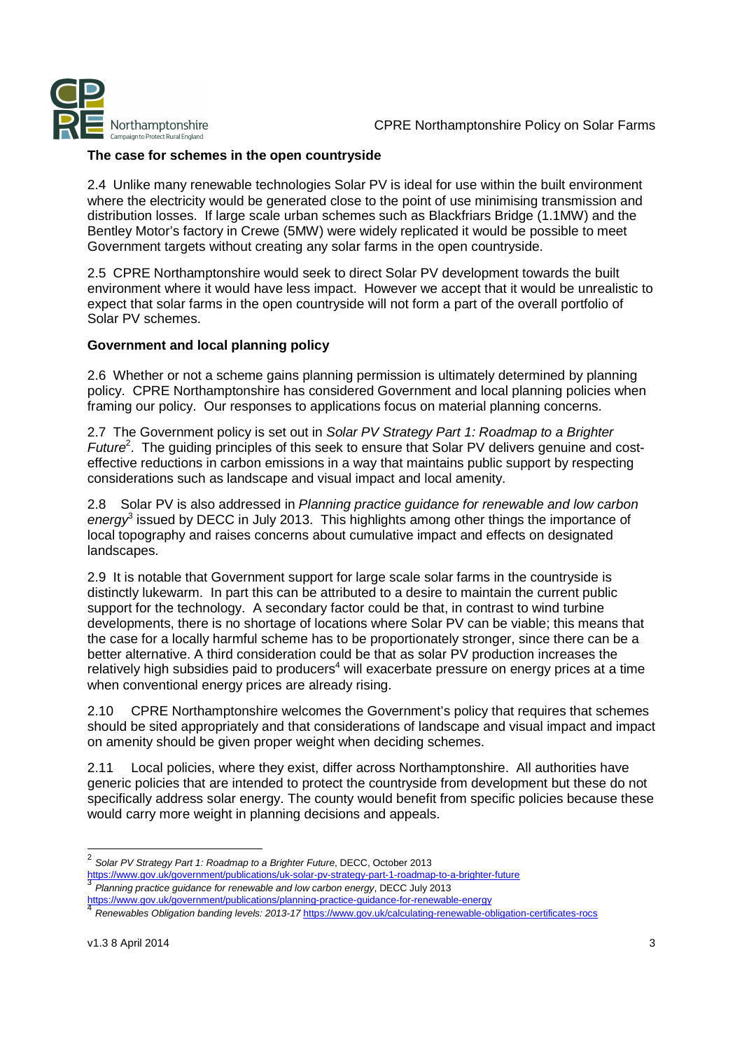### The case for schemes in the open countryside

2.4 Unlike many renewable technologies Solar PV is ideal for use within the built environment where the electricity would be generated close to the point of use minimising transmission and distribution losses. If large scale urban schemes such as Blackfriars Bridge (1.1MW) and the Bentley Motor's factory in Crewe (5MW) were widely replicated it would be possible to meet Government targets without creating any solar farms in the open countryside.

2.5 CPRE Northamptonshire would seek to direct Solar PV development towards the built environment where it would have less impact. However we accept that it would be unrealistic to expect that solar farms in the open countryside will not form a part of the overall portfolio of Solar PV schemes.

### Government and local planning policy

2.6 Whether or not a scheme gains planning permission is ultimately determined by planning policy. CPRE Northamptonshire has considered Government and local planning policies when framing our policy. Our responses to applications focus on material planning concerns.

2.7 The Government policy is set out in *Solar PV Strategy Part 1: Roadmap to a Brighter Future*[2]. The guiding principles of this seek to ensure that Solar PV delivers genuine and cost-effective reductions in carbon emissions in a way that maintains public support by respecting considerations such as landscape and visual impact and local amenity.

2.8 Solar PV is also addressed in *Planning practice guidance for renewable and low carbon energy*[3] issued by DECC in July 2013. This highlights among other things the importance of local topography and raises concerns about cumulative impact and effects on designated landscapes.

2.9 It is notable that Government support for large scale solar farms in the countryside is distinctly lukewarm. In part this can be attributed to a desire to maintain the current public support for the technology. A secondary factor could be that, in contrast to wind turbine developments, there is no shortage of locations where Solar PV can be viable; this means that the case for a locally harmful scheme has to be proportionately stronger, since there can be a better alternative. A third consideration could be that as solar PV production increases the relatively high subsidies paid to producers[4] will exacerbate pressure on energy prices at a time when conventional energy prices are already rising.

2.10 CPRE Northamptonshire welcomes the Government's policy that requires that schemes should be sited appropriately and that considerations of landscape and visual impact and impact on amenity should be given proper weight when deciding schemes.

2.11 Local policies, where they exist, differ across Northamptonshire. All authorities have generic policies that are intended to protect the countryside from development but these do not specifically address solar energy. The county would benefit from specific policies because these would carry more weight in planning decisions and appeals.

---

[2] *Solar PV Strategy Part 1: Roadmap to a Brighter Future*, DECC, October 2013 https://www.gov.uk/government/publications/uk-solar-pv-strategy-part-1-roadmap-to-a-brighter-future

[3] *Planning practice guidance for renewable and low carbon energy*, DECC July 2013 https://www.gov.uk/government/publications/planning-practice-guidance-for-renewable-energy

[4] *Renewables Obligation banding levels: 2013-17* https://www.gov.uk/calculating-renewable-obligation-certificates-rocs

v1.3 8 April 2014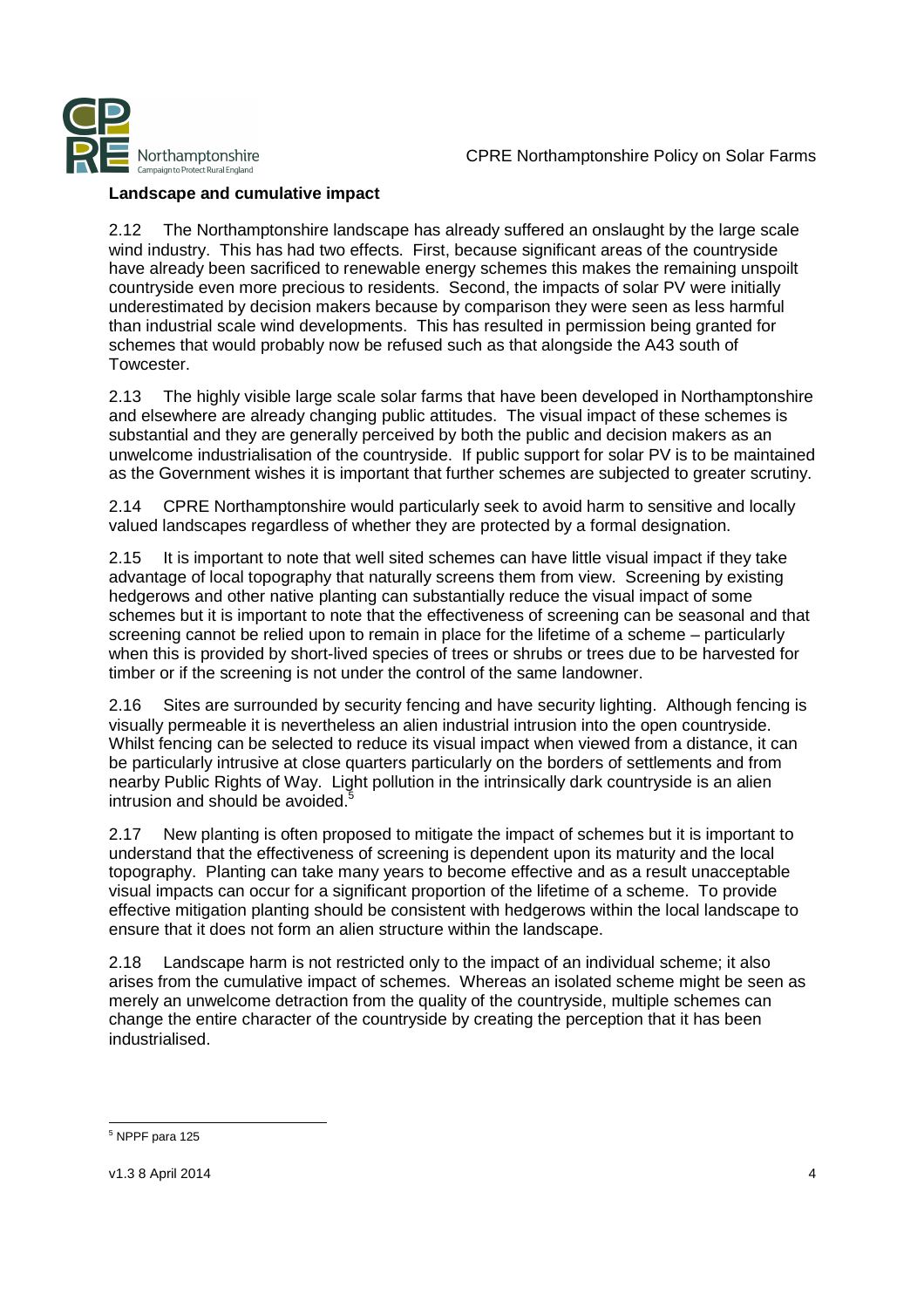**Landscape and cumulative impact**

2.12 The Northamptonshire landscape has already suffered an onslaught by the large scale wind industry. This has had two effects. First, because significant areas of the countryside have already been sacrificed to renewable energy schemes this makes the remaining unspoilt countryside even more precious to residents. Second, the impacts of solar PV were initially underestimated by decision makers because by comparison they were seen as less harmful than industrial scale wind developments. This has resulted in permission being granted for schemes that would probably now be refused such as that alongside the A43 south of Towcester.

2.13 The highly visible large scale solar farms that have been developed in Northamptonshire and elsewhere are already changing public attitudes. The visual impact of these schemes is substantial and they are generally perceived by both the public and decision makers as an unwelcome industrialisation of the countryside. If public support for solar PV is to be maintained as the Government wishes it is important that further schemes are subjected to greater scrutiny.

2.14 CPRE Northamptonshire would particularly seek to avoid harm to sensitive and locally valued landscapes regardless of whether they are protected by a formal designation.

2.15 It is important to note that well sited schemes can have little visual impact if they take advantage of local topography that naturally screens them from view. Screening by existing hedgerows and other native planting can substantially reduce the visual impact of some schemes but it is important to note that the effectiveness of screening can be seasonal and that screening cannot be relied upon to remain in place for the lifetime of a scheme – particularly when this is provided by short-lived species of trees or shrubs or trees due to be harvested for timber or if the screening is not under the control of the same landowner.

2.16 Sites are surrounded by security fencing and have security lighting. Although fencing is visually permeable it is nevertheless an alien industrial intrusion into the open countryside. Whilst fencing can be selected to reduce its visual impact when viewed from a distance, it can be particularly intrusive at close quarters particularly on the borders of settlements and from nearby Public Rights of Way. Light pollution in the intrinsically dark countryside is an alien intrusion and should be avoided.[5]

2.17 New planting is often proposed to mitigate the impact of schemes but it is important to understand that the effectiveness of screening is dependent upon its maturity and the local topography. Planting can take many years to become effective and as a result unacceptable visual impacts can occur for a significant proportion of the lifetime of a scheme. To provide effective mitigation planting should be consistent with hedgerows within the local landscape to ensure that it does not form an alien structure within the landscape.

2.18 Landscape harm is not restricted only to the impact of an individual scheme; it also arises from the cumulative impact of schemes. Whereas an isolated scheme might be seen as merely an unwelcome detraction from the quality of the countryside, multiple schemes can change the entire character of the countryside by creating the perception that it has been industrialised.

---

[5] NPPF para 125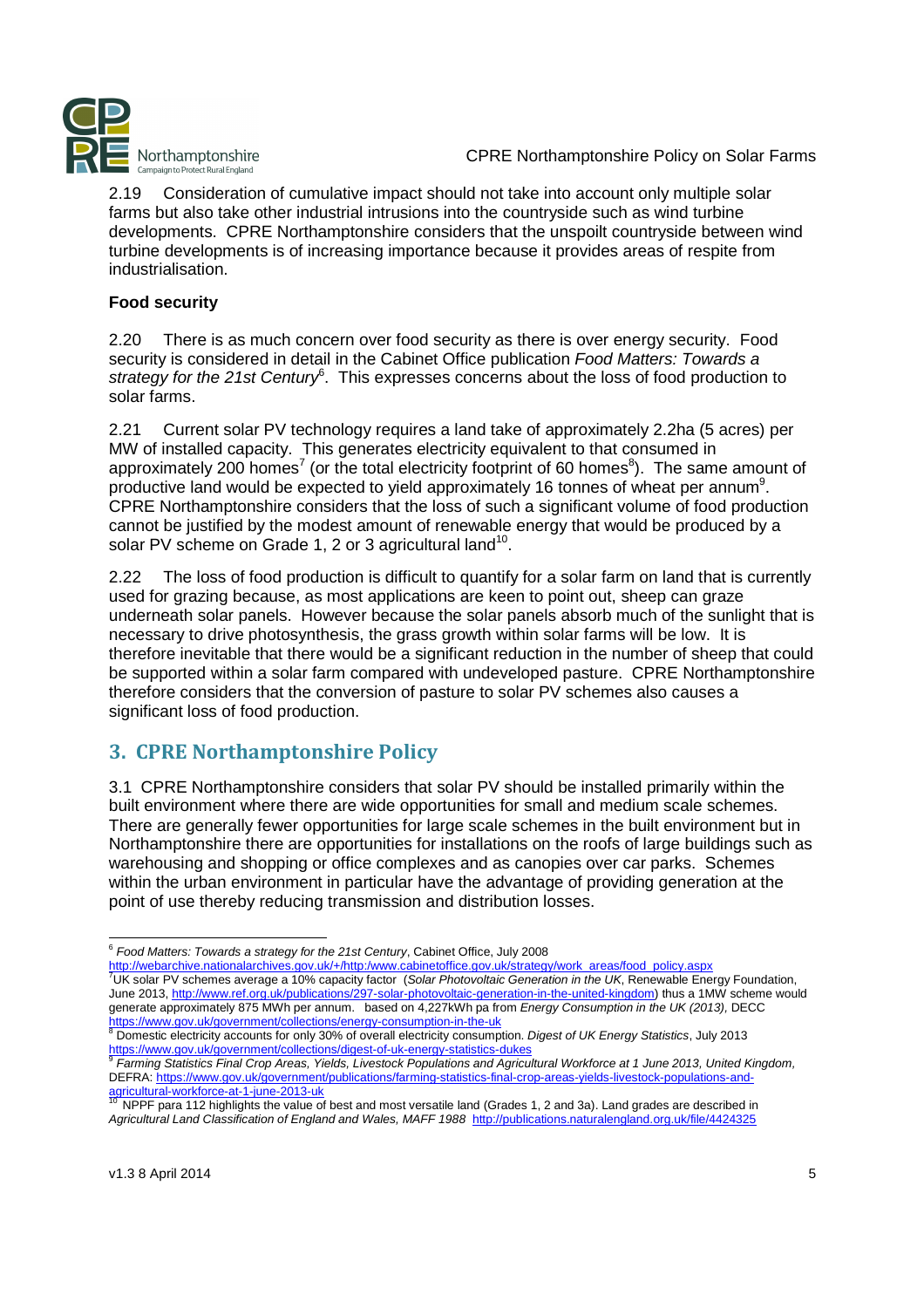2.19 Consideration of cumulative impact should not take into account only multiple solar farms but also take other industrial intrusions into the countryside such as wind turbine developments. CPRE Northamptonshire considers that the unspoilt countryside between wind turbine developments is of increasing importance because it provides areas of respite from industrialisation.

**Food security**

2.20 There is as much concern over food security as there is over energy security. Food security is considered in detail in the Cabinet Office publication *Food Matters: Towards a strategy for the 21st Century*[6]. This expresses concerns about the loss of food production to solar farms.

2.21 Current solar PV technology requires a land take of approximately 2.2ha (5 acres) per MW of installed capacity. This generates electricity equivalent to that consumed in approximately 200 homes[7] (or the total electricity footprint of 60 homes[8]). The same amount of productive land would be expected to yield approximately 16 tonnes of wheat per annum[9]. CPRE Northamptonshire considers that the loss of such a significant volume of food production cannot be justified by the modest amount of renewable energy that would be produced by a solar PV scheme on Grade 1, 2 or 3 agricultural land[10].

2.22 The loss of food production is difficult to quantify for a solar farm on land that is currently used for grazing because, as most applications are keen to point out, sheep can graze underneath solar panels. However because the solar panels absorb much of the sunlight that is necessary to drive photosynthesis, the grass growth within solar farms will be low. It is therefore inevitable that there would be a significant reduction in the number of sheep that could be supported within a solar farm compared with undeveloped pasture. CPRE Northamptonshire therefore considers that the conversion of pasture to solar PV schemes also causes a significant loss of food production.

## 3. CPRE Northamptonshire Policy

3.1 CPRE Northamptonshire considers that solar PV should be installed primarily within the built environment where there are wide opportunities for small and medium scale schemes. There are generally fewer opportunities for large scale schemes in the built environment but in Northamptonshire there are opportunities for installations on the roofs of large buildings such as warehousing and shopping or office complexes and as canopies over car parks. Schemes within the urban environment in particular have the advantage of providing generation at the point of use thereby reducing transmission and distribution losses.

---

[6] *Food Matters: Towards a strategy for the 21st Century*, Cabinet Office, July 2008 http://webarchive.nationalarchives.gov.uk/+/http:/www.cabinetoffice.gov.uk/strategy/work_areas/food_policy.aspx

[7] UK solar PV schemes average a 10% capacity factor (*Solar Photovoltaic Generation in the UK*, Renewable Energy Foundation, June 2013, http://www.ref.org.uk/publications/297-solar-photovoltaic-generation-in-the-united-kingdom) thus a 1MW scheme would generate approximately 875 MWh per annum. based on 4,227kWh pa from *Energy Consumption in the UK (2013),* DECC https://www.gov.uk/government/collections/energy-consumption-in-the-uk

[8] Domestic electricity accounts for only 30% of overall electricity consumption. *Digest of UK Energy Statistics*, July 2013 https://www.gov.uk/government/collections/digest-of-uk-energy-statistics-dukes

[9] *Farming Statistics Final Crop Areas, Yields, Livestock Populations and Agricultural Workforce at 1 June 2013, United Kingdom,* DEFRA: https://www.gov.uk/government/publications/farming-statistics-final-crop-areas-yields-livestock-populations-and-agricultural-workforce-at-1-june-2013-uk

[10] NPPF para 112 highlights the value of best and most versatile land (Grades 1, 2 and 3a). Land grades are described in *Agricultural Land Classification of England and Wales, MAFF 1988* http://publications.naturalengland.org.uk/file/4424325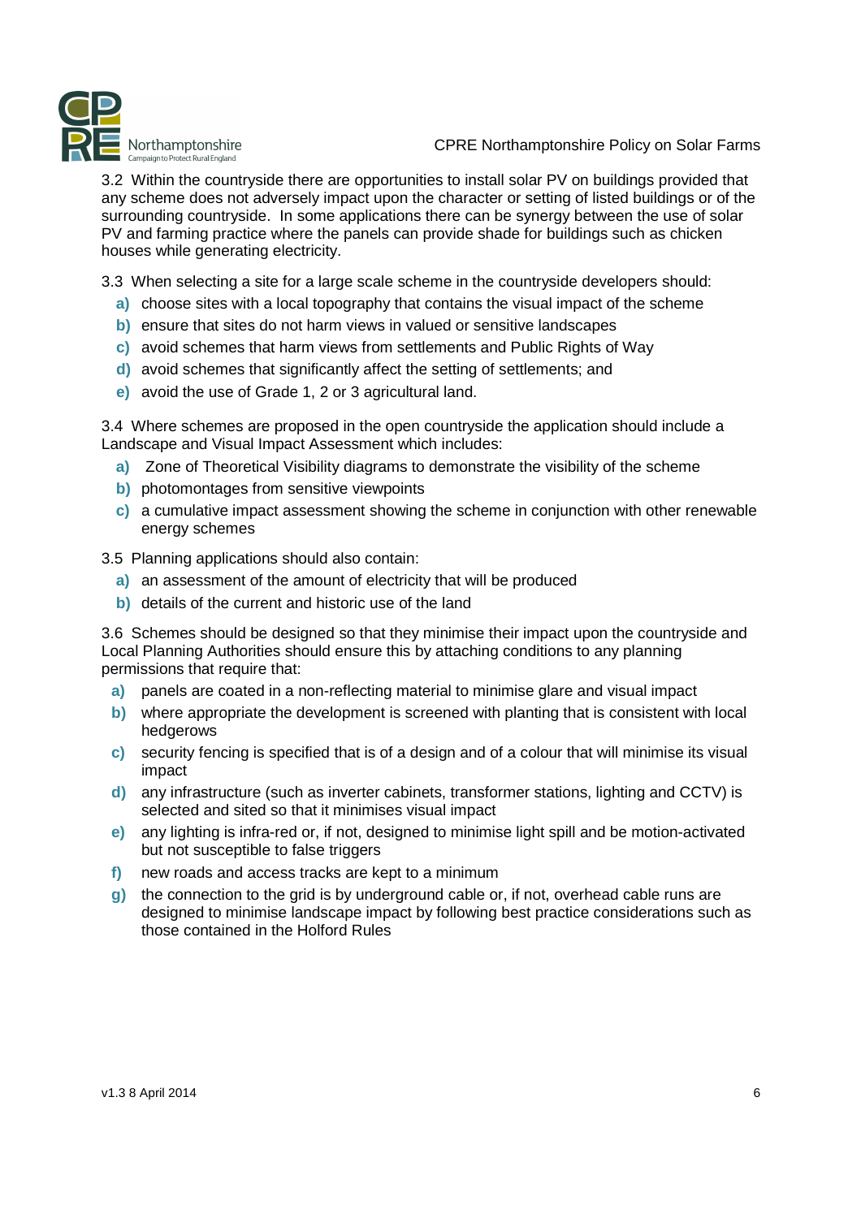3.2 Within the countryside there are opportunities to install solar PV on buildings provided that any scheme does not adversely impact upon the character or setting of listed buildings or of the surrounding countryside. In some applications there can be synergy between the use of solar PV and farming practice where the panels can provide shade for buildings such as chicken houses while generating electricity.

3.3 When selecting a site for a large scale scheme in the countryside developers should:

- **a)** choose sites with a local topography that contains the visual impact of the scheme
- **b)** ensure that sites do not harm views in valued or sensitive landscapes
- **c)** avoid schemes that harm views from settlements and Public Rights of Way
- **d)** avoid schemes that significantly affect the setting of settlements; and
- **e)** avoid the use of Grade 1, 2 or 3 agricultural land.

3.4 Where schemes are proposed in the open countryside the application should include a Landscape and Visual Impact Assessment which includes:

- **a)** Zone of Theoretical Visibility diagrams to demonstrate the visibility of the scheme
- **b)** photomontages from sensitive viewpoints
- **c)** a cumulative impact assessment showing the scheme in conjunction with other renewable energy schemes

3.5 Planning applications should also contain:

- **a)** an assessment of the amount of electricity that will be produced
- **b)** details of the current and historic use of the land

3.6 Schemes should be designed so that they minimise their impact upon the countryside and Local Planning Authorities should ensure this by attaching conditions to any planning permissions that require that:

- **a)** panels are coated in a non-reflecting material to minimise glare and visual impact
- **b)** where appropriate the development is screened with planting that is consistent with local hedgerows
- **c)** security fencing is specified that is of a design and of a colour that will minimise its visual impact
- **d)** any infrastructure (such as inverter cabinets, transformer stations, lighting and CCTV) is selected and sited so that it minimises visual impact
- **e)** any lighting is infra-red or, if not, designed to minimise light spill and be motion-activated but not susceptible to false triggers
- **f)** new roads and access tracks are kept to a minimum
- **g)** the connection to the grid is by underground cable or, if not, overhead cable runs are designed to minimise landscape impact by following best practice considerations such as those contained in the Holford Rules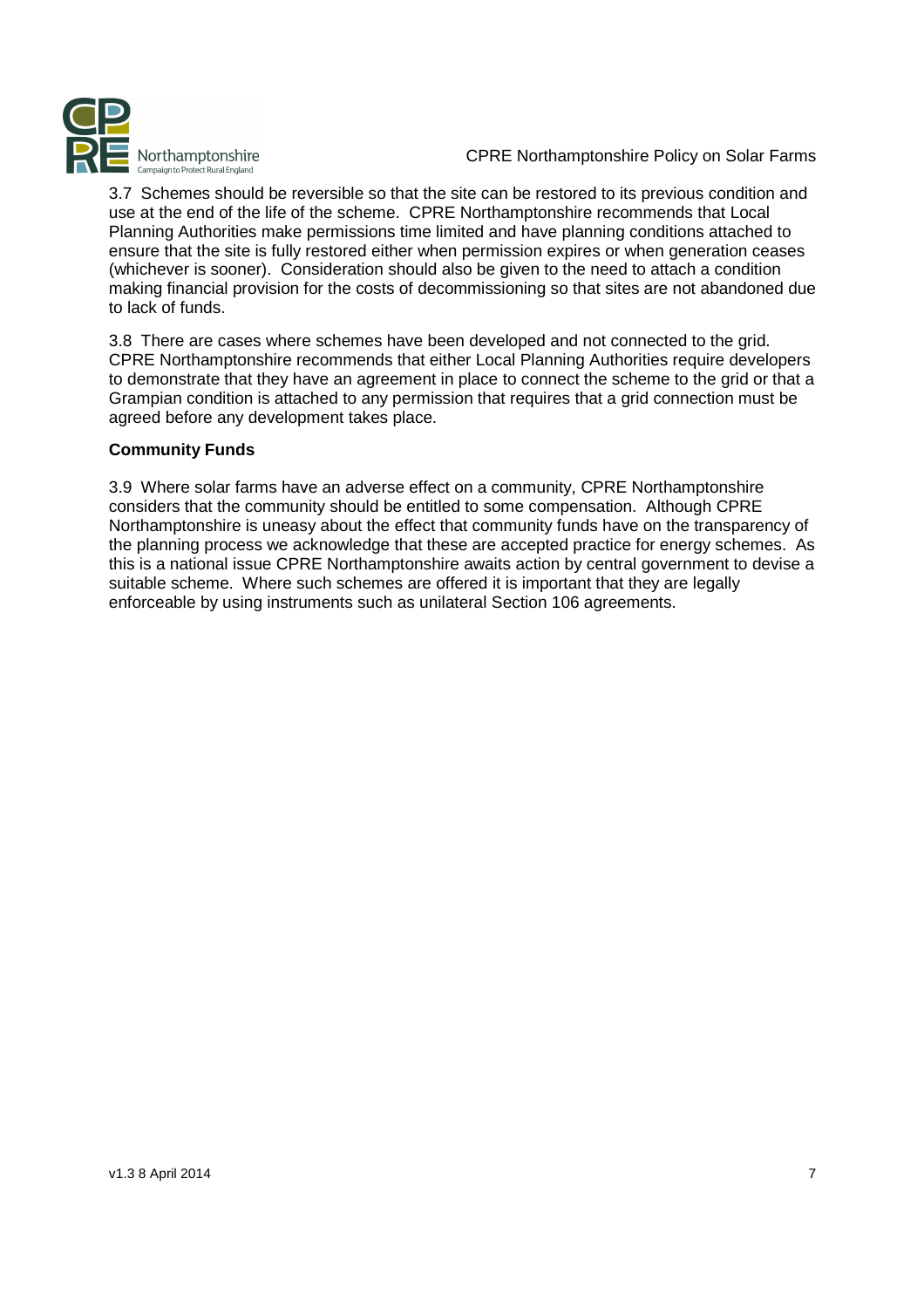3.7 Schemes should be reversible so that the site can be restored to its previous condition and use at the end of the life of the scheme. CPRE Northamptonshire recommends that Local Planning Authorities make permissions time limited and have planning conditions attached to ensure that the site is fully restored either when permission expires or when generation ceases (whichever is sooner). Consideration should also be given to the need to attach a condition making financial provision for the costs of decommissioning so that sites are not abandoned due to lack of funds.

3.8 There are cases where schemes have been developed and not connected to the grid. CPRE Northamptonshire recommends that either Local Planning Authorities require developers to demonstrate that they have an agreement in place to connect the scheme to the grid or that a Grampian condition is attached to any permission that requires that a grid connection must be agreed before any development takes place.

**Community Funds**

3.9 Where solar farms have an adverse effect on a community, CPRE Northamptonshire considers that the community should be entitled to some compensation. Although CPRE Northamptonshire is uneasy about the effect that community funds have on the transparency of the planning process we acknowledge that these are accepted practice for energy schemes. As this is a national issue CPRE Northamptonshire awaits action by central government to devise a suitable scheme. Where such schemes are offered it is important that they are legally enforceable by using instruments such as unilateral Section 106 agreements.